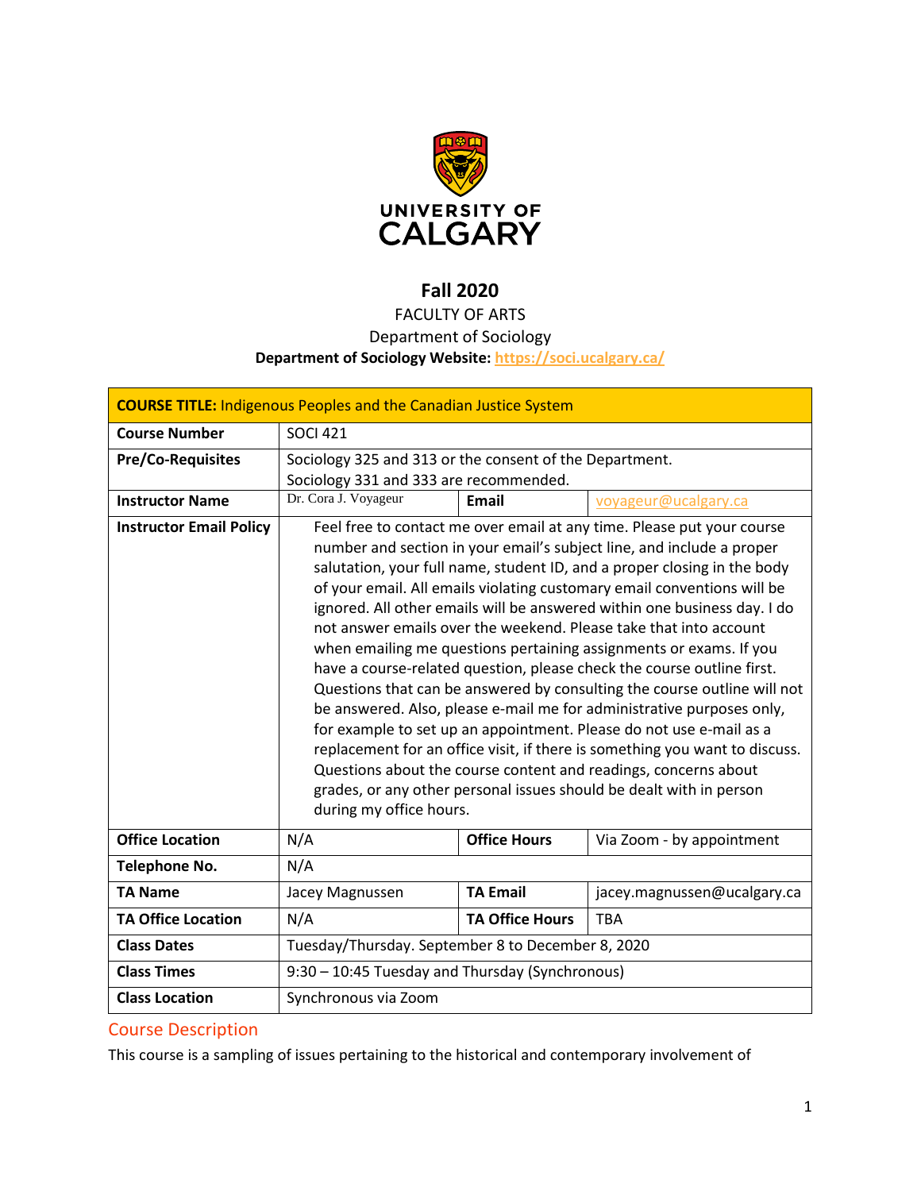UNIVERSITY OF CALGARY

# Fall 2020

FACULTY OF ARTS

Department of Sociology

**Department of Sociology Website:** https://soci.ucalgary.ca/

| **COURSE TITLE:** Indigenous Peoples and the Canadian Justice System | | | |
|---|---|---|---|
| **Course Number** | SOCI 421 | | |
| **Pre/Co-Requisites** | Sociology 325 and 313 or the consent of the Department. Sociology 331 and 333 are recommended. | | |
| **Instructor Name** | Dr. Cora J. Voyageur | **Email** | voyageur@ucalgary.ca |
| **Instructor Email Policy** | Feel free to contact me over email at any time. Please put your course number and section in your email's subject line, and include a proper salutation, your full name, student ID, and a proper closing in the body of your email. All emails violating customary email conventions will be ignored. All other emails will be answered within one business day. I do not answer emails over the weekend. Please take that into account when emailing me questions pertaining assignments or exams. If you have a course-related question, please check the course outline first. Questions that can be answered by consulting the course outline will not be answered. Also, please e-mail me for administrative purposes only, for example to set up an appointment. Please do not use e-mail as a replacement for an office visit, if there is something you want to discuss. Questions about the course content and readings, concerns about grades, or any other personal issues should be dealt with in person during my office hours. | | |
| **Office Location** | N/A | **Office Hours** | Via Zoom - by appointment |
| **Telephone No.** | N/A | | |
| **TA Name** | Jacey Magnussen | **TA Email** | jacey.magnussen@ucalgary.ca |
| **TA Office Location** | N/A | **TA Office Hours** | TBA |
| **Class Dates** | Tuesday/Thursday. September 8 to December 8, 2020 | | |
| **Class Times** | 9:30 – 10:45 Tuesday and Thursday (Synchronous) | | |
| **Class Location** | Synchronous via Zoom | | |

## Course Description

This course is a sampling of issues pertaining to the historical and contemporary involvement of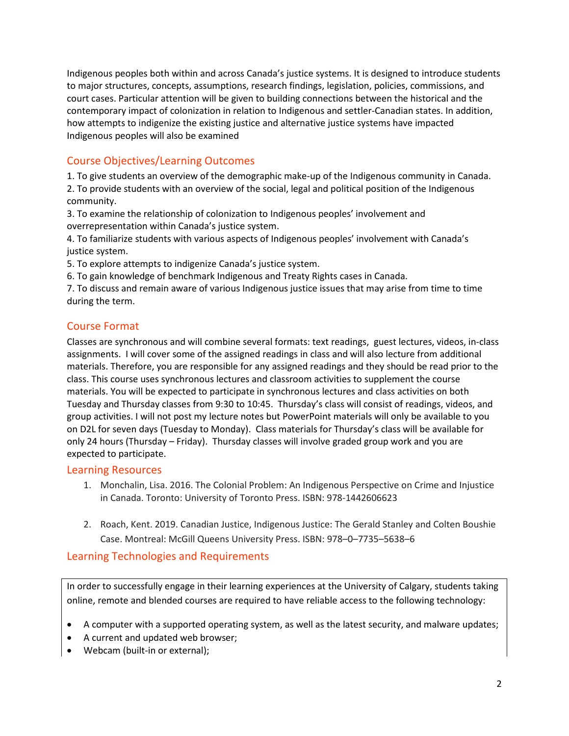Indigenous peoples both within and across Canada's justice systems. It is designed to introduce students to major structures, concepts, assumptions, research findings, legislation, policies, commissions, and court cases. Particular attention will be given to building connections between the historical and the contemporary impact of colonization in relation to Indigenous and settler-Canadian states. In addition, how attempts to indigenize the existing justice and alternative justice systems have impacted Indigenous peoples will also be examined

## Course Objectives/Learning Outcomes

1. To give students an overview of the demographic make-up of the Indigenous community in Canada.
2. To provide students with an overview of the social, legal and political position of the Indigenous community.
3. To examine the relationship of colonization to Indigenous peoples' involvement and overrepresentation within Canada's justice system.
4. To familiarize students with various aspects of Indigenous peoples' involvement with Canada's justice system.
5. To explore attempts to indigenize Canada's justice system.
6. To gain knowledge of benchmark Indigenous and Treaty Rights cases in Canada.
7. To discuss and remain aware of various Indigenous justice issues that may arise from time to time during the term.

## Course Format

Classes are synchronous and will combine several formats: text readings, guest lectures, videos, in-class assignments. I will cover some of the assigned readings in class and will also lecture from additional materials. Therefore, you are responsible for any assigned readings and they should be read prior to the class. This course uses synchronous lectures and classroom activities to supplement the course materials. You will be expected to participate in synchronous lectures and class activities on both Tuesday and Thursday classes from 9:30 to 10:45. Thursday's class will consist of readings, videos, and group activities. I will not post my lecture notes but PowerPoint materials will only be available to you on D2L for seven days (Tuesday to Monday). Class materials for Thursday's class will be available for only 24 hours (Thursday – Friday). Thursday classes will involve graded group work and you are expected to participate.

## Learning Resources

1. Monchalin, Lisa. 2016. The Colonial Problem: An Indigenous Perspective on Crime and Injustice in Canada. Toronto: University of Toronto Press. ISBN: 978-1442606623

2. Roach, Kent. 2019. Canadian Justice, Indigenous Justice: The Gerald Stanley and Colten Boushie Case. Montreal: McGill Queens University Press. ISBN: 978–0–7735–5638–6

## Learning Technologies and Requirements

In order to successfully engage in their learning experiences at the University of Calgary, students taking online, remote and blended courses are required to have reliable access to the following technology:

- A computer with a supported operating system, as well as the latest security, and malware updates;
- A current and updated web browser;
- Webcam (built-in or external);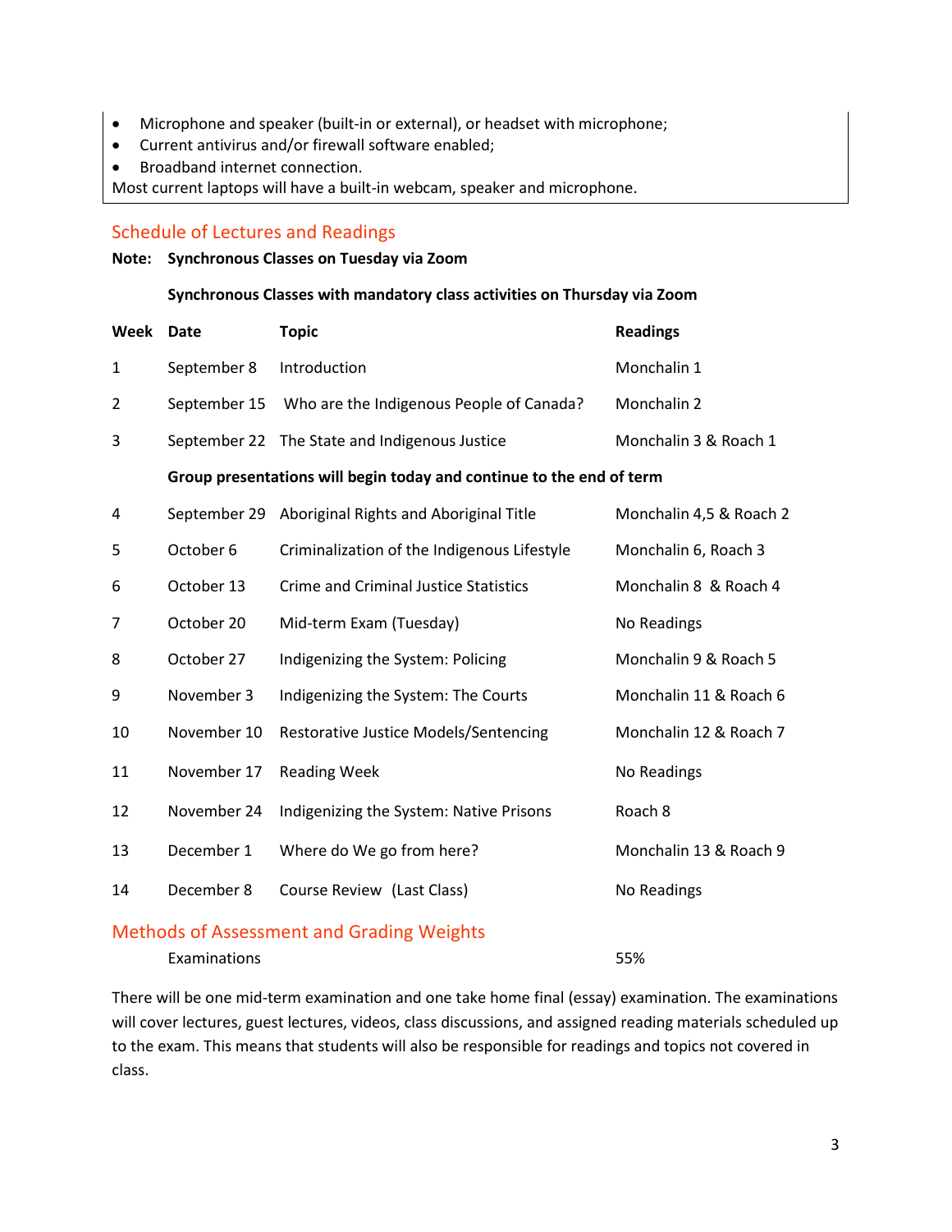- Microphone and speaker (built-in or external), or headset with microphone;
- Current antivirus and/or firewall software enabled;
- Broadband internet connection.

Most current laptops will have a built-in webcam, speaker and microphone.

## Schedule of Lectures and Readings

**Note: Synchronous Classes on Tuesday via Zoom**

**Synchronous Classes with mandatory class activities on Thursday via Zoom**

| Week | Date | Topic | Readings |
|---|---|---|---|
| 1 | September 8 | Introduction | Monchalin 1 |
| 2 | September 15 | Who are the Indigenous People of Canada? | Monchalin 2 |
| 3 | September 22 | The State and Indigenous Justice | Monchalin 3 & Roach 1 |
| | **Group presentations will begin today and continue to the end of term** | | |
| 4 | September 29 | Aboriginal Rights and Aboriginal Title | Monchalin 4,5 & Roach 2 |
| 5 | October 6 | Criminalization of the Indigenous Lifestyle | Monchalin 6, Roach 3 |
| 6 | October 13 | Crime and Criminal Justice Statistics | Monchalin 8 & Roach 4 |
| 7 | October 20 | Mid-term Exam (Tuesday) | No Readings |
| 8 | October 27 | Indigenizing the System: Policing | Monchalin 9 & Roach 5 |
| 9 | November 3 | Indigenizing the System: The Courts | Monchalin 11 & Roach 6 |
| 10 | November 10 | Restorative Justice Models/Sentencing | Monchalin 12 & Roach 7 |
| 11 | November 17 | Reading Week | No Readings |
| 12 | November 24 | Indigenizing the System: Native Prisons | Roach 8 |
| 13 | December 1 | Where do We go from here? | Monchalin 13 & Roach 9 |
| 14 | December 8 | Course Review (Last Class) | No Readings |

## Methods of Assessment and Grading Weights

| | |
|---|---|
| Examinations | 55% |

There will be one mid-term examination and one take home final (essay) examination. The examinations will cover lectures, guest lectures, videos, class discussions, and assigned reading materials scheduled up to the exam. This means that students will also be responsible for readings and topics not covered in class.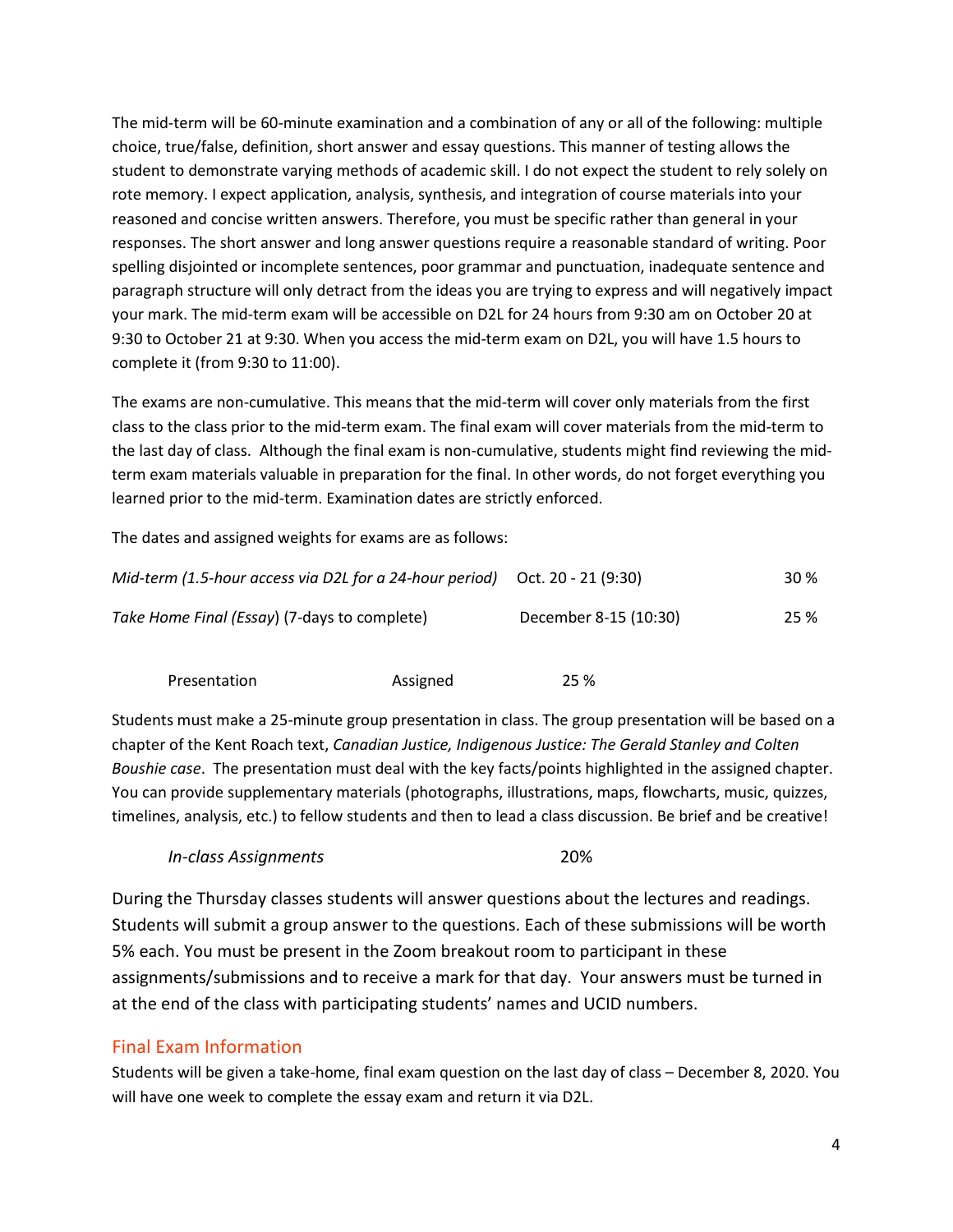The mid-term will be 60-minute examination and a combination of any or all of the following: multiple choice, true/false, definition, short answer and essay questions. This manner of testing allows the student to demonstrate varying methods of academic skill. I do not expect the student to rely solely on rote memory. I expect application, analysis, synthesis, and integration of course materials into your reasoned and concise written answers. Therefore, you must be specific rather than general in your responses. The short answer and long answer questions require a reasonable standard of writing. Poor spelling disjointed or incomplete sentences, poor grammar and punctuation, inadequate sentence and paragraph structure will only detract from the ideas you are trying to express and will negatively impact your mark. The mid-term exam will be accessible on D2L for 24 hours from 9:30 am on October 20 at 9:30 to October 21 at 9:30. When you access the mid-term exam on D2L, you will have 1.5 hours to complete it (from 9:30 to 11:00).

The exams are non-cumulative. This means that the mid-term will cover only materials from the first class to the class prior to the mid-term exam. The final exam will cover materials from the mid-term to the last day of class. Although the final exam is non-cumulative, students might find reviewing the mid-term exam materials valuable in preparation for the final. In other words, do not forget everything you learned prior to the mid-term. Examination dates are strictly enforced.

The dates and assigned weights for exams are as follows:

| | | |
|---|---|---|
| *Mid-term (1.5-hour access via D2L for a 24-hour period)* | Oct. 20 - 21 (9:30) | 30 % |
| *Take Home Final (Essay)* (7-days to complete) | December 8-15 (10:30) | 25 % |

Presentation　　　Assigned　　　25 %

Students must make a 25-minute group presentation in class. The group presentation will be based on a chapter of the Kent Roach text, *Canadian Justice, Indigenous Justice: The Gerald Stanley and Colten Boushie case*. The presentation must deal with the key facts/points highlighted in the assigned chapter. You can provide supplementary materials (photographs, illustrations, maps, flowcharts, music, quizzes, timelines, analysis, etc.) to fellow students and then to lead a class discussion. Be brief and be creative!

*In-class Assignments*　　　20%

During the Thursday classes students will answer questions about the lectures and readings. Students will submit a group answer to the questions. Each of these submissions will be worth 5% each. You must be present in the Zoom breakout room to participant in these assignments/submissions and to receive a mark for that day. Your answers must be turned in at the end of the class with participating students' names and UCID numbers.

## Final Exam Information

Students will be given a take-home, final exam question on the last day of class – December 8, 2020. You will have one week to complete the essay exam and return it via D2L.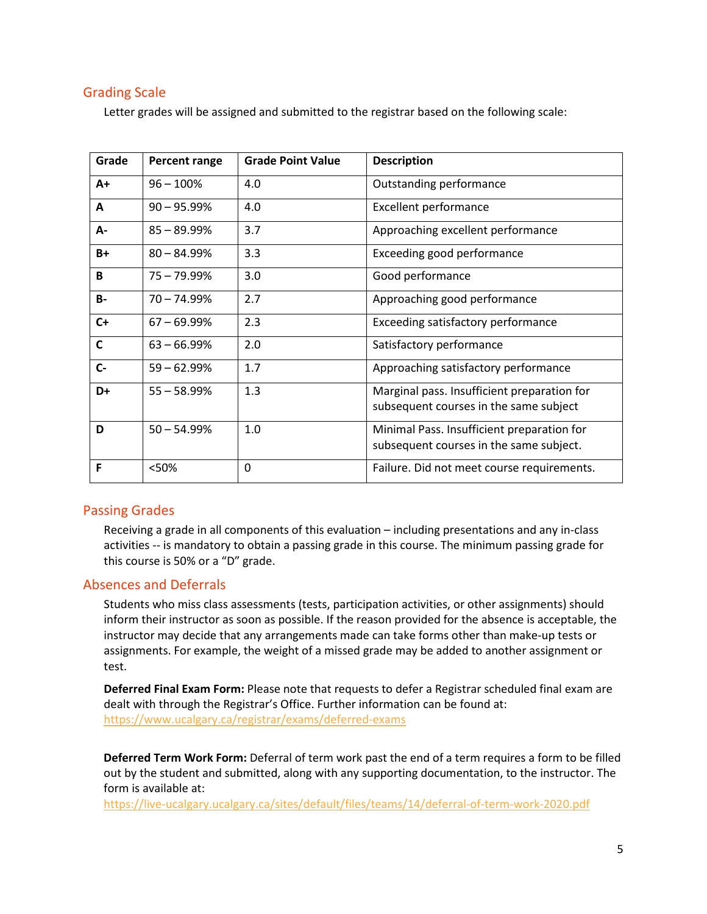## Grading Scale

Letter grades will be assigned and submitted to the registrar based on the following scale:

| Grade | Percent range | Grade Point Value | Description |
|---|---|---|---|
| **A+** | 96 – 100% | 4.0 | Outstanding performance |
| **A** | 90 – 95.99% | 4.0 | Excellent performance |
| **A-** | 85 – 89.99% | 3.7 | Approaching excellent performance |
| **B+** | 80 – 84.99% | 3.3 | Exceeding good performance |
| **B** | 75 – 79.99% | 3.0 | Good performance |
| **B-** | 70 – 74.99% | 2.7 | Approaching good performance |
| **C+** | 67 – 69.99% | 2.3 | Exceeding satisfactory performance |
| **C** | 63 – 66.99% | 2.0 | Satisfactory performance |
| **C-** | 59 – 62.99% | 1.7 | Approaching satisfactory performance |
| **D+** | 55 – 58.99% | 1.3 | Marginal pass. Insufficient preparation for subsequent courses in the same subject |
| **D** | 50 – 54.99% | 1.0 | Minimal Pass. Insufficient preparation for subsequent courses in the same subject. |
| **F** | <50% | 0 | Failure. Did not meet course requirements. |

## Passing Grades

Receiving a grade in all components of this evaluation – including presentations and any in-class activities -- is mandatory to obtain a passing grade in this course. The minimum passing grade for this course is 50% or a "D" grade.

## Absences and Deferrals

Students who miss class assessments (tests, participation activities, or other assignments) should inform their instructor as soon as possible. If the reason provided for the absence is acceptable, the instructor may decide that any arrangements made can take forms other than make-up tests or assignments. For example, the weight of a missed grade may be added to another assignment or test.

**Deferred Final Exam Form:** Please note that requests to defer a Registrar scheduled final exam are dealt with through the Registrar's Office. Further information can be found at: https://www.ucalgary.ca/registrar/exams/deferred-exams

**Deferred Term Work Form:** Deferral of term work past the end of a term requires a form to be filled out by the student and submitted, along with any supporting documentation, to the instructor. The form is available at: https://live-ucalgary.ucalgary.ca/sites/default/files/teams/14/deferral-of-term-work-2020.pdf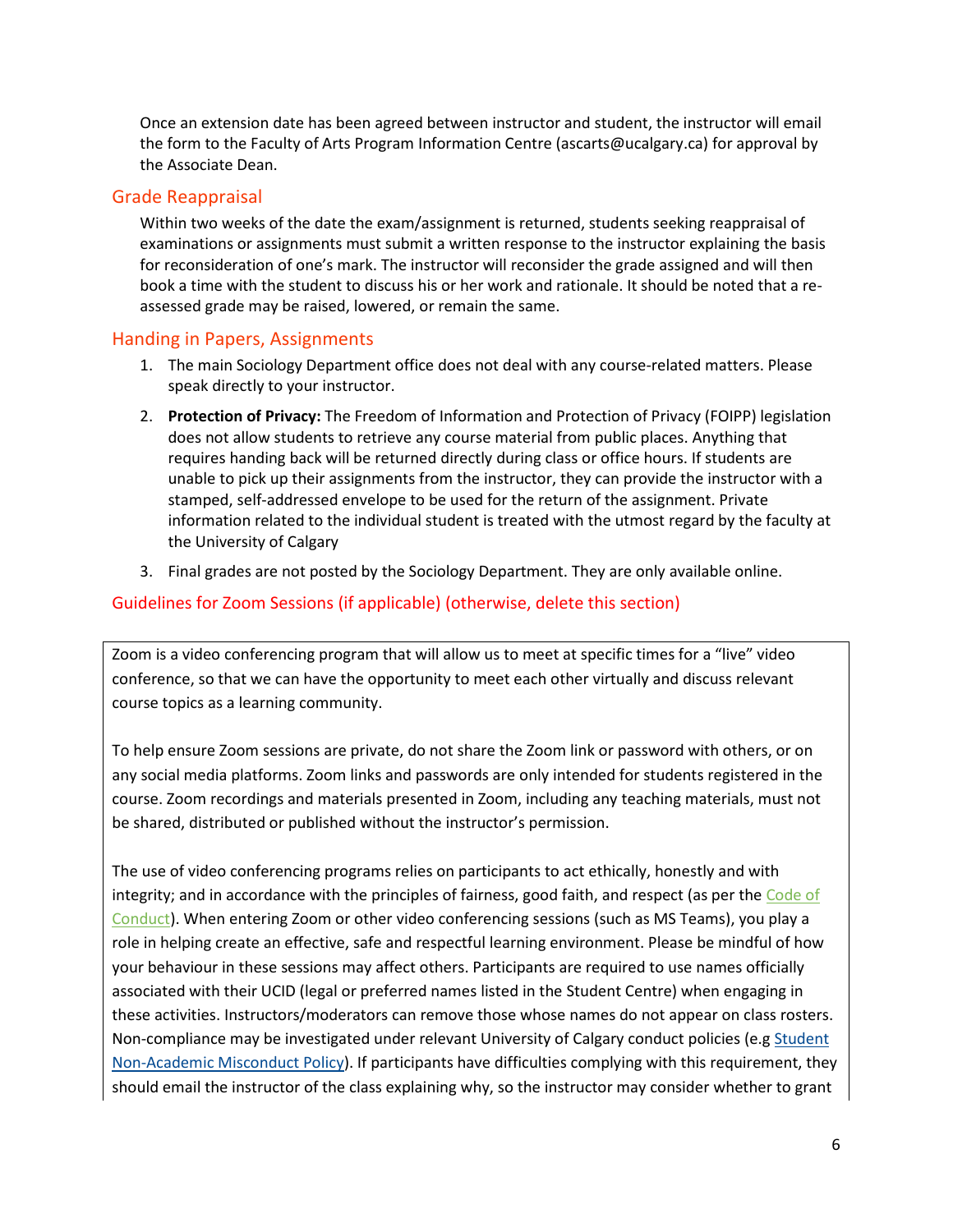Once an extension date has been agreed between instructor and student, the instructor will email the form to the Faculty of Arts Program Information Centre (ascarts@ucalgary.ca) for approval by the Associate Dean.

## Grade Reappraisal

Within two weeks of the date the exam/assignment is returned, students seeking reappraisal of examinations or assignments must submit a written response to the instructor explaining the basis for reconsideration of one's mark. The instructor will reconsider the grade assigned and will then book a time with the student to discuss his or her work and rationale. It should be noted that a re-assessed grade may be raised, lowered, or remain the same.

## Handing in Papers, Assignments

1. The main Sociology Department office does not deal with any course-related matters. Please speak directly to your instructor.
2. **Protection of Privacy:** The Freedom of Information and Protection of Privacy (FOIPP) legislation does not allow students to retrieve any course material from public places. Anything that requires handing back will be returned directly during class or office hours. If students are unable to pick up their assignments from the instructor, they can provide the instructor with a stamped, self-addressed envelope to be used for the return of the assignment. Private information related to the individual student is treated with the utmost regard by the faculty at the University of Calgary
3. Final grades are not posted by the Sociology Department. They are only available online.

## Guidelines for Zoom Sessions (if applicable) (otherwise, delete this section)

Zoom is a video conferencing program that will allow us to meet at specific times for a "live" video conference, so that we can have the opportunity to meet each other virtually and discuss relevant course topics as a learning community.

To help ensure Zoom sessions are private, do not share the Zoom link or password with others, or on any social media platforms. Zoom links and passwords are only intended for students registered in the course. Zoom recordings and materials presented in Zoom, including any teaching materials, must not be shared, distributed or published without the instructor's permission.

The use of video conferencing programs relies on participants to act ethically, honestly and with integrity; and in accordance with the principles of fairness, good faith, and respect (as per the Code of Conduct). When entering Zoom or other video conferencing sessions (such as MS Teams), you play a role in helping create an effective, safe and respectful learning environment. Please be mindful of how your behaviour in these sessions may affect others. Participants are required to use names officially associated with their UCID (legal or preferred names listed in the Student Centre) when engaging in these activities. Instructors/moderators can remove those whose names do not appear on class rosters. Non-compliance may be investigated under relevant University of Calgary conduct policies (e.g Student Non-Academic Misconduct Policy). If participants have difficulties complying with this requirement, they should email the instructor of the class explaining why, so the instructor may consider whether to grant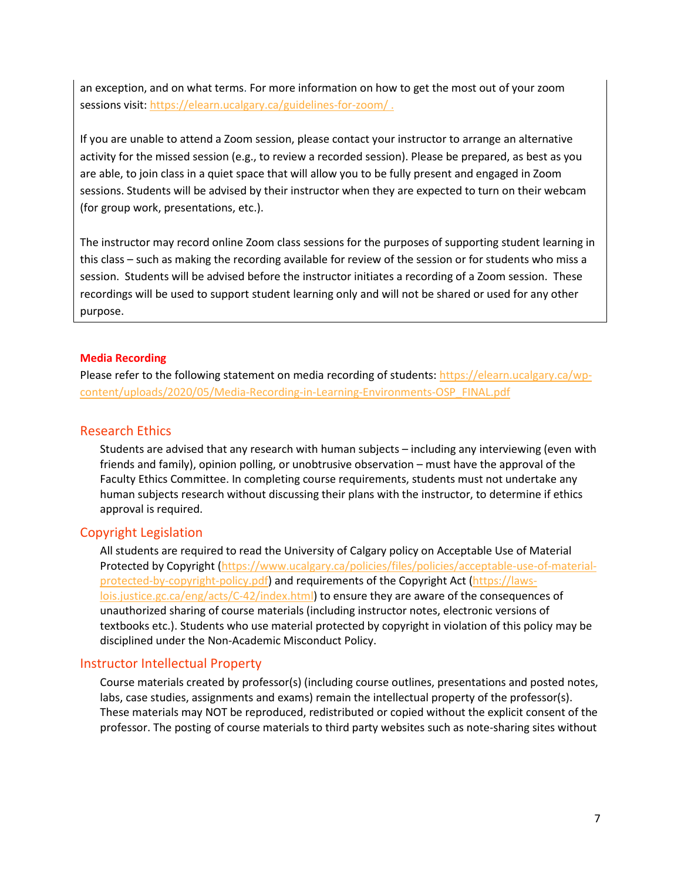an exception, and on what terms. For more information on how to get the most out of your zoom sessions visit: https://elearn.ucalgary.ca/guidelines-for-zoom/ .

If you are unable to attend a Zoom session, please contact your instructor to arrange an alternative activity for the missed session (e.g., to review a recorded session). Please be prepared, as best as you are able, to join class in a quiet space that will allow you to be fully present and engaged in Zoom sessions. Students will be advised by their instructor when they are expected to turn on their webcam (for group work, presentations, etc.).

The instructor may record online Zoom class sessions for the purposes of supporting student learning in this class – such as making the recording available for review of the session or for students who miss a session. Students will be advised before the instructor initiates a recording of a Zoom session. These recordings will be used to support student learning only and will not be shared or used for any other purpose.

**Media Recording**

Please refer to the following statement on media recording of students: https://elearn.ucalgary.ca/wp-content/uploads/2020/05/Media-Recording-in-Learning-Environments-OSP_FINAL.pdf

## Research Ethics

Students are advised that any research with human subjects – including any interviewing (even with friends and family), opinion polling, or unobtrusive observation – must have the approval of the Faculty Ethics Committee. In completing course requirements, students must not undertake any human subjects research without discussing their plans with the instructor, to determine if ethics approval is required.

## Copyright Legislation

All students are required to read the University of Calgary policy on Acceptable Use of Material Protected by Copyright (https://www.ucalgary.ca/policies/files/policies/acceptable-use-of-material-protected-by-copyright-policy.pdf) and requirements of the Copyright Act (https://laws-lois.justice.gc.ca/eng/acts/C-42/index.html) to ensure they are aware of the consequences of unauthorized sharing of course materials (including instructor notes, electronic versions of textbooks etc.). Students who use material protected by copyright in violation of this policy may be disciplined under the Non-Academic Misconduct Policy.

## Instructor Intellectual Property

Course materials created by professor(s) (including course outlines, presentations and posted notes, labs, case studies, assignments and exams) remain the intellectual property of the professor(s). These materials may NOT be reproduced, redistributed or copied without the explicit consent of the professor. The posting of course materials to third party websites such as note-sharing sites without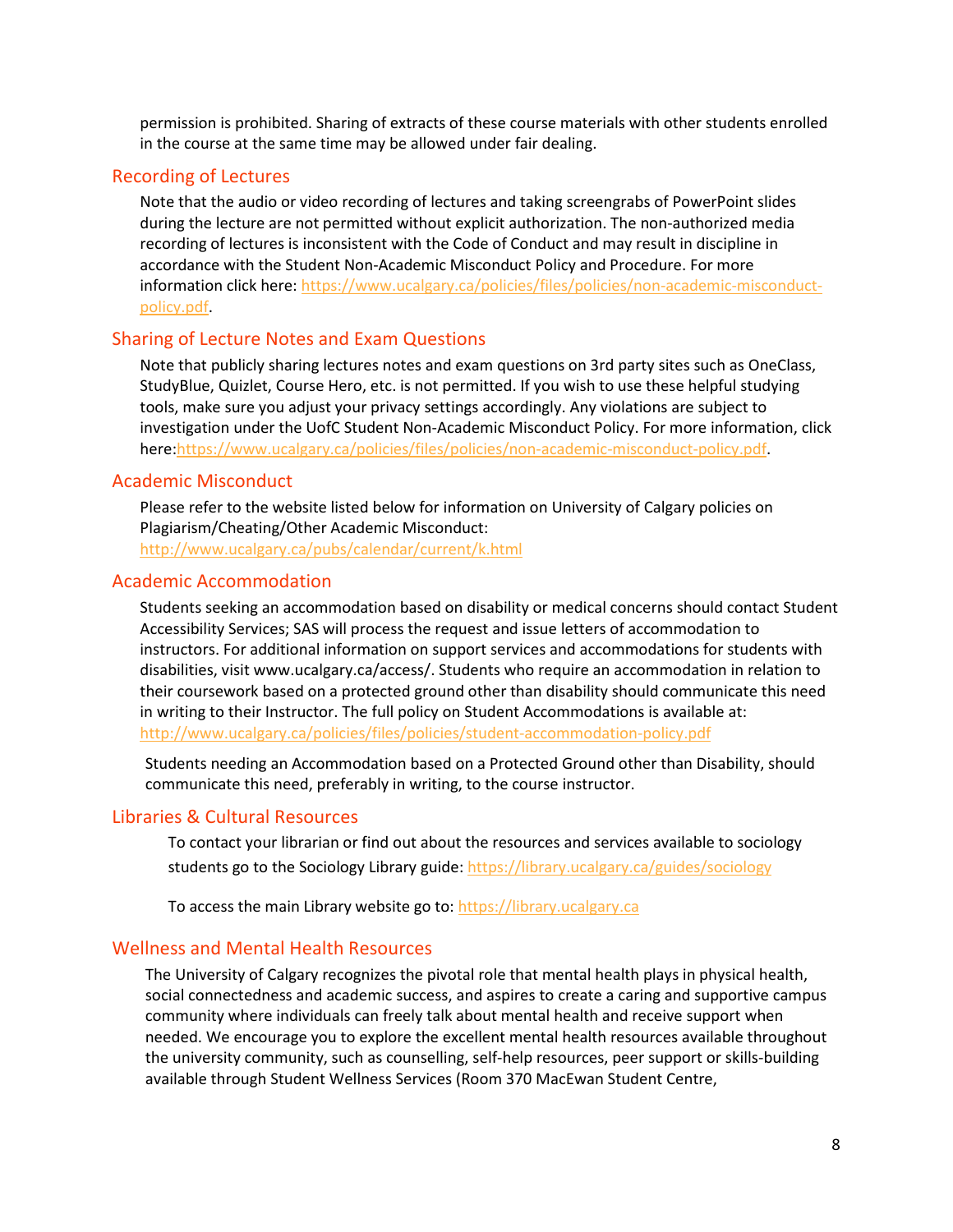permission is prohibited. Sharing of extracts of these course materials with other students enrolled in the course at the same time may be allowed under fair dealing.

## Recording of Lectures

Note that the audio or video recording of lectures and taking screengrabs of PowerPoint slides during the lecture are not permitted without explicit authorization. The non-authorized media recording of lectures is inconsistent with the Code of Conduct and may result in discipline in accordance with the Student Non-Academic Misconduct Policy and Procedure. For more information click here: https://www.ucalgary.ca/policies/files/policies/non-academic-misconduct-policy.pdf.

## Sharing of Lecture Notes and Exam Questions

Note that publicly sharing lectures notes and exam questions on 3rd party sites such as OneClass, StudyBlue, Quizlet, Course Hero, etc. is not permitted. If you wish to use these helpful studying tools, make sure you adjust your privacy settings accordingly. Any violations are subject to investigation under the UofC Student Non-Academic Misconduct Policy. For more information, click here:https://www.ucalgary.ca/policies/files/policies/non-academic-misconduct-policy.pdf.

## Academic Misconduct

Please refer to the website listed below for information on University of Calgary policies on Plagiarism/Cheating/Other Academic Misconduct:
http://www.ucalgary.ca/pubs/calendar/current/k.html

## Academic Accommodation

Students seeking an accommodation based on disability or medical concerns should contact Student Accessibility Services; SAS will process the request and issue letters of accommodation to instructors. For additional information on support services and accommodations for students with disabilities, visit www.ucalgary.ca/access/. Students who require an accommodation in relation to their coursework based on a protected ground other than disability should communicate this need in writing to their Instructor. The full policy on Student Accommodations is available at: http://www.ucalgary.ca/policies/files/policies/student-accommodation-policy.pdf

Students needing an Accommodation based on a Protected Ground other than Disability, should communicate this need, preferably in writing, to the course instructor.

## Libraries & Cultural Resources

To contact your librarian or find out about the resources and services available to sociology students go to the Sociology Library guide: https://library.ucalgary.ca/guides/sociology

To access the main Library website go to: https://library.ucalgary.ca

## Wellness and Mental Health Resources

The University of Calgary recognizes the pivotal role that mental health plays in physical health, social connectedness and academic success, and aspires to create a caring and supportive campus community where individuals can freely talk about mental health and receive support when needed. We encourage you to explore the excellent mental health resources available throughout the university community, such as counselling, self-help resources, peer support or skills-building available through Student Wellness Services (Room 370 MacEwan Student Centre,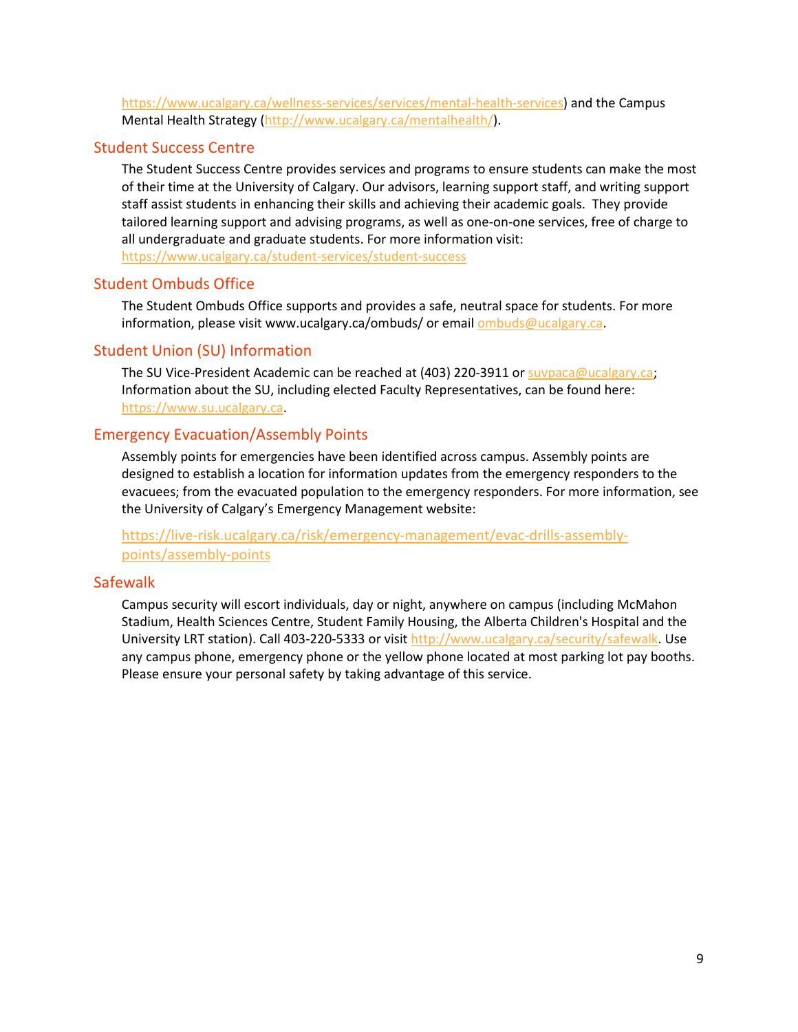https://www.ucalgary.ca/wellness-services/services/mental-health-services) and the Campus Mental Health Strategy (http://www.ucalgary.ca/mentalhealth/).

## Student Success Centre

The Student Success Centre provides services and programs to ensure students can make the most of their time at the University of Calgary. Our advisors, learning support staff, and writing support staff assist students in enhancing their skills and achieving their academic goals. They provide tailored learning support and advising programs, as well as one-on-one services, free of charge to all undergraduate and graduate students. For more information visit: https://www.ucalgary.ca/student-services/student-success

## Student Ombuds Office

The Student Ombuds Office supports and provides a safe, neutral space for students. For more information, please visit www.ucalgary.ca/ombuds/ or email ombuds@ucalgary.ca.

## Student Union (SU) Information

The SU Vice-President Academic can be reached at (403) 220-3911 or suvpaca@ucalgary.ca; Information about the SU, including elected Faculty Representatives, can be found here: https://www.su.ucalgary.ca.

## Emergency Evacuation/Assembly Points

Assembly points for emergencies have been identified across campus. Assembly points are designed to establish a location for information updates from the emergency responders to the evacuees; from the evacuated population to the emergency responders. For more information, see the University of Calgary's Emergency Management website:

https://live-risk.ucalgary.ca/risk/emergency-management/evac-drills-assembly-points/assembly-points

## Safewalk

Campus security will escort individuals, day or night, anywhere on campus (including McMahon Stadium, Health Sciences Centre, Student Family Housing, the Alberta Children's Hospital and the University LRT station). Call 403-220-5333 or visit http://www.ucalgary.ca/security/safewalk. Use any campus phone, emergency phone or the yellow phone located at most parking lot pay booths. Please ensure your personal safety by taking advantage of this service.